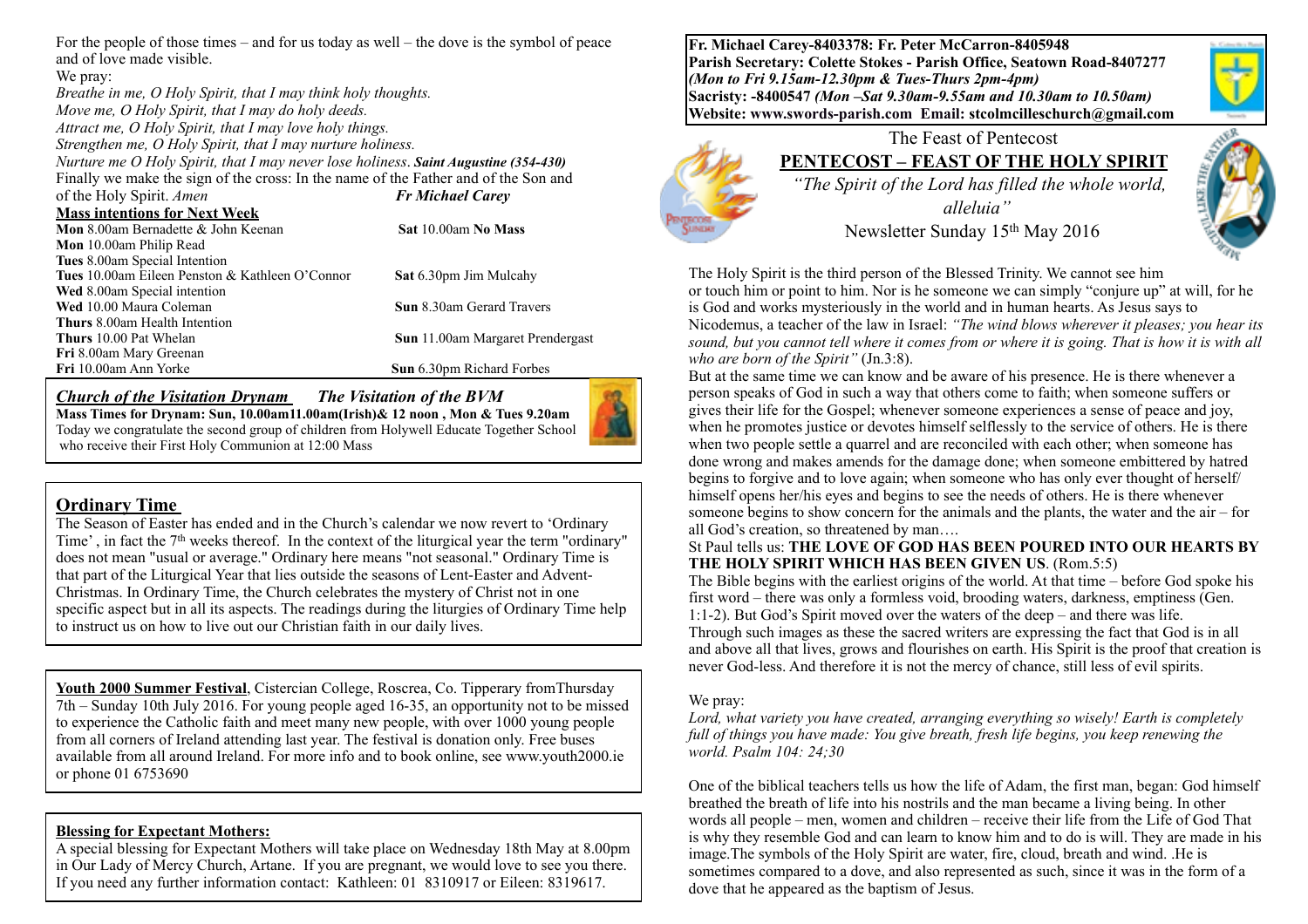For the people of those times – and for us today as well – the dove is the symbol of peace and of love made visible.

We pray:

*Breathe in me, O Holy Spirit, that I may think holy thoughts.*
*Move me, O Holy Spirit, that I may do holy deeds.*
*Attract me, O Holy Spirit, that I may love holy things.*
*Strengthen me, O Holy Spirit, that I may nurture holiness.*
*Nurture me O Holy Spirit, that I may never lose holiness.* ***Saint Augustine (354-430)***

Finally we make the sign of the cross: In the name of the Father and of the Son and of the Holy Spirit. *Amen*

***Fr Michael Carey***

**Mass intentions for Next Week**

| | |
|---|---|
| **Mon** 8.00am Bernadette & John Keenan | **Sat** 10.00am **No Mass** |
| **Mon** 10.00am Philip Read | |
| **Tues** 8.00am Special Intention | |
| **Tues** 10.00am Eileen Penston & Kathleen O'Connor | **Sat** 6.30pm Jim Mulcahy |
| **Wed** 8.00am Special intention | |
| **Wed** 10.00 Maura Coleman | **Sun** 8.30am Gerard Travers |
| **Thurs** 8.00am Health Intention | |
| **Thurs** 10.00 Pat Whelan | **Sun** 11.00am Margaret Prendergast |
| **Fri** 8.00am Mary Greenan | |
| **Fri** 10.00am Ann Yorke | **Sun** 6.30pm Richard Forbes |

***Church of the Visitation Drynam*** ***The Visitation of the BVM***

**Mass Times for Drynam: Sun, 10.00am11.00am(Irish)& 12 noon , Mon & Tues 9.20am**

Today we congratulate the second group of children from Holywell Educate Together School who receive their First Holy Communion at 12:00 Mass

## Ordinary Time

The Season of Easter has ended and in the Church's calendar we now revert to 'Ordinary Time' , in fact the 7th weeks thereof. In the context of the liturgical year the term "ordinary" does not mean "usual or average." Ordinary here means "not seasonal." Ordinary Time is that part of the Liturgical Year that lies outside the seasons of Lent-Easter and Advent-Christmas. In Ordinary Time, the Church celebrates the mystery of Christ not in one specific aspect but in all its aspects. The readings during the liturgies of Ordinary Time help to instruct us on how to live out our Christian faith in our daily lives.

**Youth 2000 Summer Festival**, Cistercian College, Roscrea, Co. Tipperary fromThursday 7th – Sunday 10th July 2016. For young people aged 16-35, an opportunity not to be missed to experience the Catholic faith and meet many new people, with over 1000 young people from all corners of Ireland attending last year. The festival is donation only. Free buses available from all around Ireland. For more info and to book online, see www.youth2000.ie or phone 01 6753690

**Blessing for Expectant Mothers:**

A special blessing for Expectant Mothers will take place on Wednesday 18th May at 8.00pm in Our Lady of Mercy Church, Artane. If you are pregnant, we would love to see you there. If you need any further information contact: Kathleen: 01 8310917 or Eileen: 8319617.

**Fr. Michael Carey-8403378: Fr. Peter McCarron-8405948**
**Parish Secretary: Colette Stokes - Parish Office, Seatown Road-8407277**
***(Mon to Fri 9.15am-12.30pm & Tues-Thurs 2pm-4pm)***
**Sacristy: -8400547** ***(Mon –Sat 9.30am-9.55am and 10.30am to 10.50am)***
**Website: www.swords-parish.com Email: stcolmcilleschurch@gmail.com**

The Feast of Pentecost

## PENTECOST – FEAST OF THE HOLY SPIRIT

*"The Spirit of the Lord has filled the whole world, alleluia"*

Newsletter Sunday 15th May 2016

The Holy Spirit is the third person of the Blessed Trinity. We cannot see him or touch him or point to him. Nor is he someone we can simply "conjure up" at will, for he is God and works mysteriously in the world and in human hearts. As Jesus says to Nicodemus, a teacher of the law in Israel: *"The wind blows wherever it pleases; you hear its sound, but you cannot tell where it comes from or where it is going. That is how it is with all who are born of the Spirit"* (Jn.3:8).

But at the same time we can know and be aware of his presence. He is there whenever a person speaks of God in such a way that others come to faith; when someone suffers or gives their life for the Gospel; whenever someone experiences a sense of peace and joy, when he promotes justice or devotes himself selflessly to the service of others. He is there when two people settle a quarrel and are reconciled with each other; when someone has done wrong and makes amends for the damage done; when someone embittered by hatred begins to forgive and to love again; when someone who has only ever thought of herself/himself opens her/his eyes and begins to see the needs of others. He is there whenever someone begins to show concern for the animals and the plants, the water and the air – for all God's creation, so threatened by man….

St Paul tells us: **THE LOVE OF GOD HAS BEEN POURED INTO OUR HEARTS BY THE HOLY SPIRIT WHICH HAS BEEN GIVEN US**. (Rom.5:5)

The Bible begins with the earliest origins of the world. At that time – before God spoke his first word – there was only a formless void, brooding waters, darkness, emptiness (Gen. 1:1-2). But God's Spirit moved over the waters of the deep – and there was life.

Through such images as these the sacred writers are expressing the fact that God is in all and above all that lives, grows and flourishes on earth. His Spirit is the proof that creation is never God-less. And therefore it is not the mercy of chance, still less of evil spirits.

We pray:

*Lord, what variety you have created, arranging everything so wisely! Earth is completely full of things you have made: You give breath, fresh life begins, you keep renewing the world. Psalm 104: 24;30*

One of the biblical teachers tells us how the life of Adam, the first man, began: God himself breathed the breath of life into his nostrils and the man became a living being. In other words all people – men, women and children – receive their life from the Life of God That is why they resemble God and can learn to know him and to do is will. They are made in his image.The symbols of the Holy Spirit are water, fire, cloud, breath and wind. .He is sometimes compared to a dove, and also represented as such, since it was in the form of a dove that he appeared as the baptism of Jesus.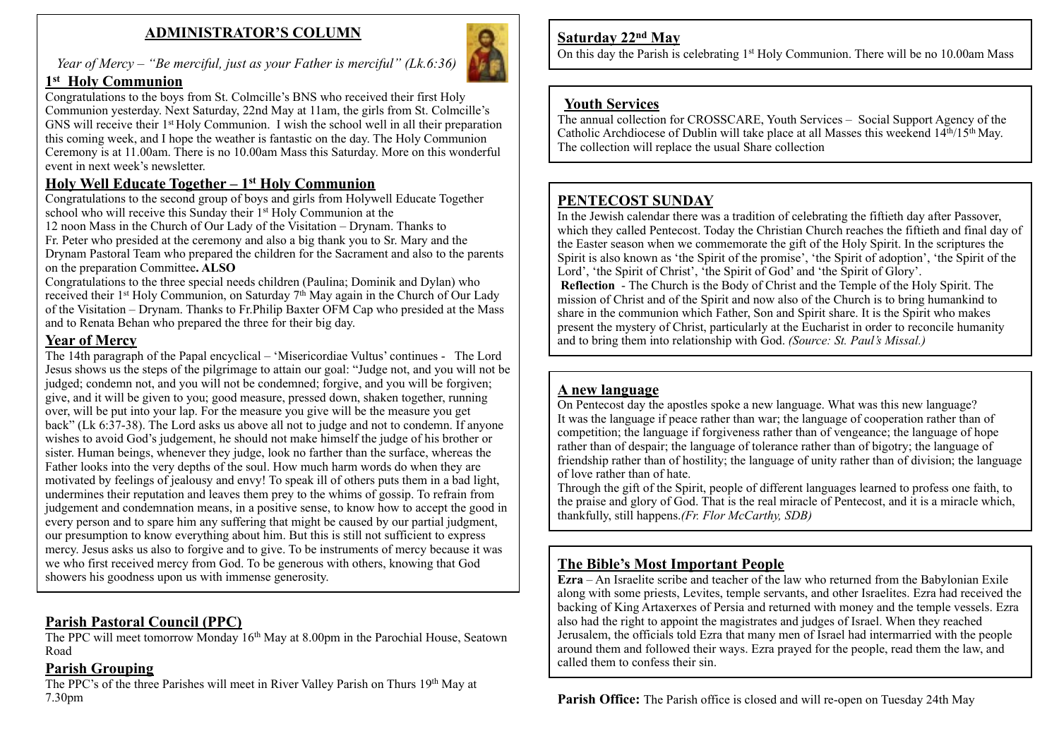## ADMINISTRATOR'S COLUMN

*Year of Mercy – "Be merciful, just as your Father is merciful" (Lk.6:36)*

### 1st Holy Communion

Congratulations to the boys from St. Colmcille's BNS who received their first Holy Communion yesterday. Next Saturday, 22nd May at 11am, the girls from St. Colmcille's GNS will receive their 1st Holy Communion. I wish the school well in all their preparation this coming week, and I hope the weather is fantastic on the day. The Holy Communion Ceremony is at 11.00am. There is no 10.00am Mass this Saturday. More on this wonderful event in next week's newsletter.

### Holy Well Educate Together – 1st Holy Communion

Congratulations to the second group of boys and girls from Holywell Educate Together school who will receive this Sunday their 1st Holy Communion at the 12 noon Mass in the Church of Our Lady of the Visitation – Drynam. Thanks to Fr. Peter who presided at the ceremony and also a big thank you to Sr. Mary and the Drynam Pastoral Team who prepared the children for the Sacrament and also to the parents on the preparation Committee**. ALSO**

Congratulations to the three special needs children (Paulina; Dominik and Dylan) who received their 1st Holy Communion, on Saturday 7th May again in the Church of Our Lady of the Visitation – Drynam. Thanks to Fr.Philip Baxter OFM Cap who presided at the Mass and to Renata Behan who prepared the three for their big day.

### Year of Mercy

The 14th paragraph of the Papal encyclical – 'Misericordiae Vultus' continues - The Lord Jesus shows us the steps of the pilgrimage to attain our goal: "Judge not, and you will not be judged; condemn not, and you will not be condemned; forgive, and you will be forgiven; give, and it will be given to you; good measure, pressed down, shaken together, running over, will be put into your lap. For the measure you give will be the measure you get back" (Lk 6:37-38). The Lord asks us above all not to judge and not to condemn. If anyone wishes to avoid God's judgement, he should not make himself the judge of his brother or sister. Human beings, whenever they judge, look no farther than the surface, whereas the Father looks into the very depths of the soul. How much harm words do when they are motivated by feelings of jealousy and envy! To speak ill of others puts them in a bad light, undermines their reputation and leaves them prey to the whims of gossip. To refrain from judgement and condemnation means, in a positive sense, to know how to accept the good in every person and to spare him any suffering that might be caused by our partial judgment, our presumption to know everything about him. But this is still not sufficient to express mercy. Jesus asks us also to forgive and to give. To be instruments of mercy because it was we who first received mercy from God. To be generous with others, knowing that God showers his goodness upon us with immense generosity.

### Parish Pastoral Council (PPC)

The PPC will meet tomorrow Monday 16th May at 8.00pm in the Parochial House, Seatown Road

### Parish Grouping

The PPC's of the three Parishes will meet in River Valley Parish on Thurs 19th May at 7.30pm

### Saturday 22nd May

On this day the Parish is celebrating 1st Holy Communion. There will be no 10.00am Mass

### Youth Services

The annual collection for CROSSCARE, Youth Services – Social Support Agency of the Catholic Archdiocese of Dublin will take place at all Masses this weekend 14th/15th May. The collection will replace the usual Share collection

### PENTECOST SUNDAY

In the Jewish calendar there was a tradition of celebrating the fiftieth day after Passover, which they called Pentecost. Today the Christian Church reaches the fiftieth and final day of the Easter season when we commemorate the gift of the Holy Spirit. In the scriptures the Spirit is also known as 'the Spirit of the promise', 'the Spirit of adoption', 'the Spirit of the Lord', 'the Spirit of Christ', 'the Spirit of God' and 'the Spirit of Glory'.

**Reflection** - The Church is the Body of Christ and the Temple of the Holy Spirit. The mission of Christ and of the Spirit and now also of the Church is to bring humankind to share in the communion which Father, Son and Spirit share. It is the Spirit who makes present the mystery of Christ, particularly at the Eucharist in order to reconcile humanity and to bring them into relationship with God. *(Source: St. Paul's Missal.)*

### A new language

On Pentecost day the apostles spoke a new language. What was this new language? It was the language if peace rather than war; the language of cooperation rather than of competition; the language if forgiveness rather than of vengeance; the language of hope rather than of despair; the language of tolerance rather than of bigotry; the language of friendship rather than of hostility; the language of unity rather than of division; the language of love rather than of hate.

Through the gift of the Spirit, people of different languages learned to profess one faith, to the praise and glory of God. That is the real miracle of Pentecost, and it is a miracle which, thankfully, still happens.*(Fr. Flor McCarthy, SDB)*

### The Bible's Most Important People

**Ezra** – An Israelite scribe and teacher of the law who returned from the Babylonian Exile along with some priests, Levites, temple servants, and other Israelites. Ezra had received the backing of King Artaxerxes of Persia and returned with money and the temple vessels. Ezra also had the right to appoint the magistrates and judges of Israel. When they reached Jerusalem, the officials told Ezra that many men of Israel had intermarried with the people around them and followed their ways. Ezra prayed for the people, read them the law, and called them to confess their sin.

**Parish Office:** The Parish office is closed and will re-open on Tuesday 24th May